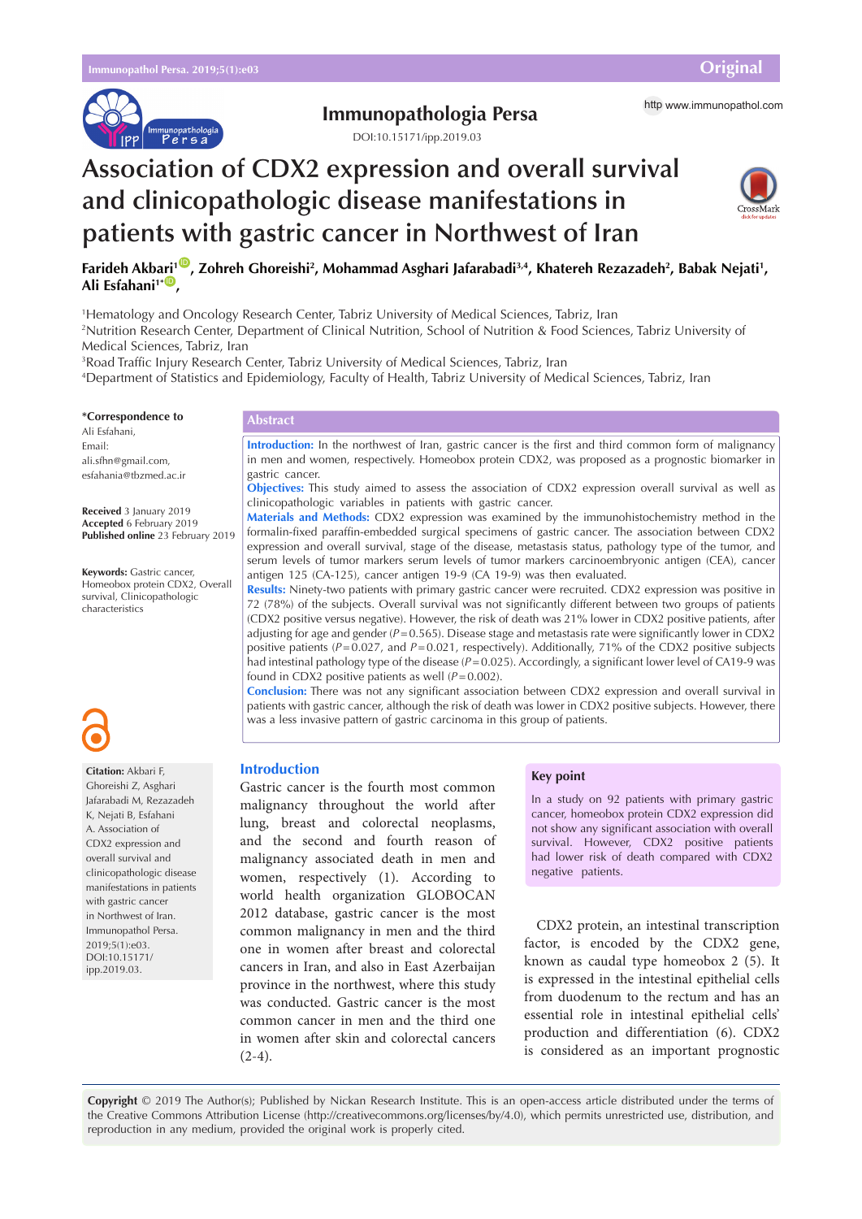# Association of CDX2 expression and overall survival and clinicopathologic disease manifestations in patients with gastric cancer in Northwest of Iran

**Farideh Akbari[1], Zohreh Ghoreishi[2], Mohammad Asghari Jafarabadi[3,4], Khatereh Rezazadeh[2], Babak Nejati[1], Ali Esfahani[1*]**

[1]Hematology and Oncology Research Center, Tabriz University of Medical Sciences, Tabriz, Iran
[2]Nutrition Research Center, Department of Clinical Nutrition, School of Nutrition & Food Sciences, Tabriz University of Medical Sciences, Tabriz, Iran
[3]Road Traffic Injury Research Center, Tabriz University of Medical Sciences, Tabriz, Iran
[4]Department of Statistics and Epidemiology, Faculty of Health, Tabriz University of Medical Sciences, Tabriz, Iran

**\*Correspondence to**
Ali Esfahani,
Email:
ali.sfhn@gmail.com,
esfahania@tbzmed.ac.ir

**Received** 3 January 2019
**Accepted** 6 February 2019
**Published online** 23 February 2019

**Keywords:** Gastric cancer, Homeobox protein CDX2, Overall survival, Clinicopathologic characteristics

## Abstract

**Introduction:** In the northwest of Iran, gastric cancer is the first and third common form of malignancy in men and women, respectively. Homeobox protein CDX2, was proposed as a prognostic biomarker in gastric cancer.

**Objectives:** This study aimed to assess the association of CDX2 expression overall survival as well as clinicopathologic variables in patients with gastric cancer.

**Materials and Methods:** CDX2 expression was examined by the immunohistochemistry method in the formalin-fixed paraffin-embedded surgical specimens of gastric cancer. The association between CDX2 expression and overall survival, stage of the disease, metastasis status, pathology type of the tumor, and serum levels of tumor markers serum levels of tumor markers carcinoembryonic antigen (CEA), cancer antigen 125 (CA-125), cancer antigen 19-9 (CA 19-9) was then evaluated.

**Results:** Ninety-two patients with primary gastric cancer were recruited. CDX2 expression was positive in 72 (78%) of the subjects. Overall survival was not significantly different between two groups of patients (CDX2 positive versus negative). However, the risk of death was 21% lower in CDX2 positive patients, after adjusting for age and gender ($P=0.565$). Disease stage and metastasis rate were significantly lower in CDX2 positive patients ($P=0.027$, and $P=0.021$, respectively). Additionally, 71% of the CDX2 positive subjects had intestinal pathology type of the disease ($P=0.025$). Accordingly, a significant lower level of CA19-9 was found in CDX2 positive patients as well ($P=0.002$).

**Conclusion:** There was not any significant association between CDX2 expression and overall survival in patients with gastric cancer, although the risk of death was lower in CDX2 positive subjects. However, there was a less invasive pattern of gastric carcinoma in this group of patients.

**Citation:** Akbari F, Ghoreishi Z, Asghari Jafarabadi M, Rezazadeh K, Nejati B, Esfahani A. Association of CDX2 expression and overall survival and clinicopathologic disease manifestations in patients with gastric cancer in Northwest of Iran. Immunopathol Persa. 2019;5(1):e03. DOI:10.15171/ipp.2019.03.

## Introduction

Gastric cancer is the fourth most common malignancy throughout the world after lung, breast and colorectal neoplasms, and the second and fourth reason of malignancy associated death in men and women, respectively (1). According to world health organization GLOBOCAN 2012 database, gastric cancer is the most common malignancy in men and the third one in women after breast and colorectal cancers in Iran, and also in East Azerbaijan province in the northwest, where this study was conducted. Gastric cancer is the most common cancer in men and the third one in women after skin and colorectal cancers (2-4).

> **Key point**
>
> In a study on 92 patients with primary gastric cancer, homeobox protein CDX2 expression did not show any significant association with overall survival. However, CDX2 positive patients had lower risk of death compared with CDX2 negative patients.

CDX2 protein, an intestinal transcription factor, is encoded by the CDX2 gene, known as caudal type homeobox 2 (5). It is expressed in the intestinal epithelial cells from duodenum to the rectum and has an essential role in intestinal epithelial cells' production and differentiation (6). CDX2 is considered as an important prognostic

**Copyright** © 2019 The Author(s); Published by Nickan Research Institute. This is an open-access article distributed under the terms of the Creative Commons Attribution License (http://creativecommons.org/licenses/by/4.0), which permits unrestricted use, distribution, and reproduction in any medium, provided the original work is properly cited.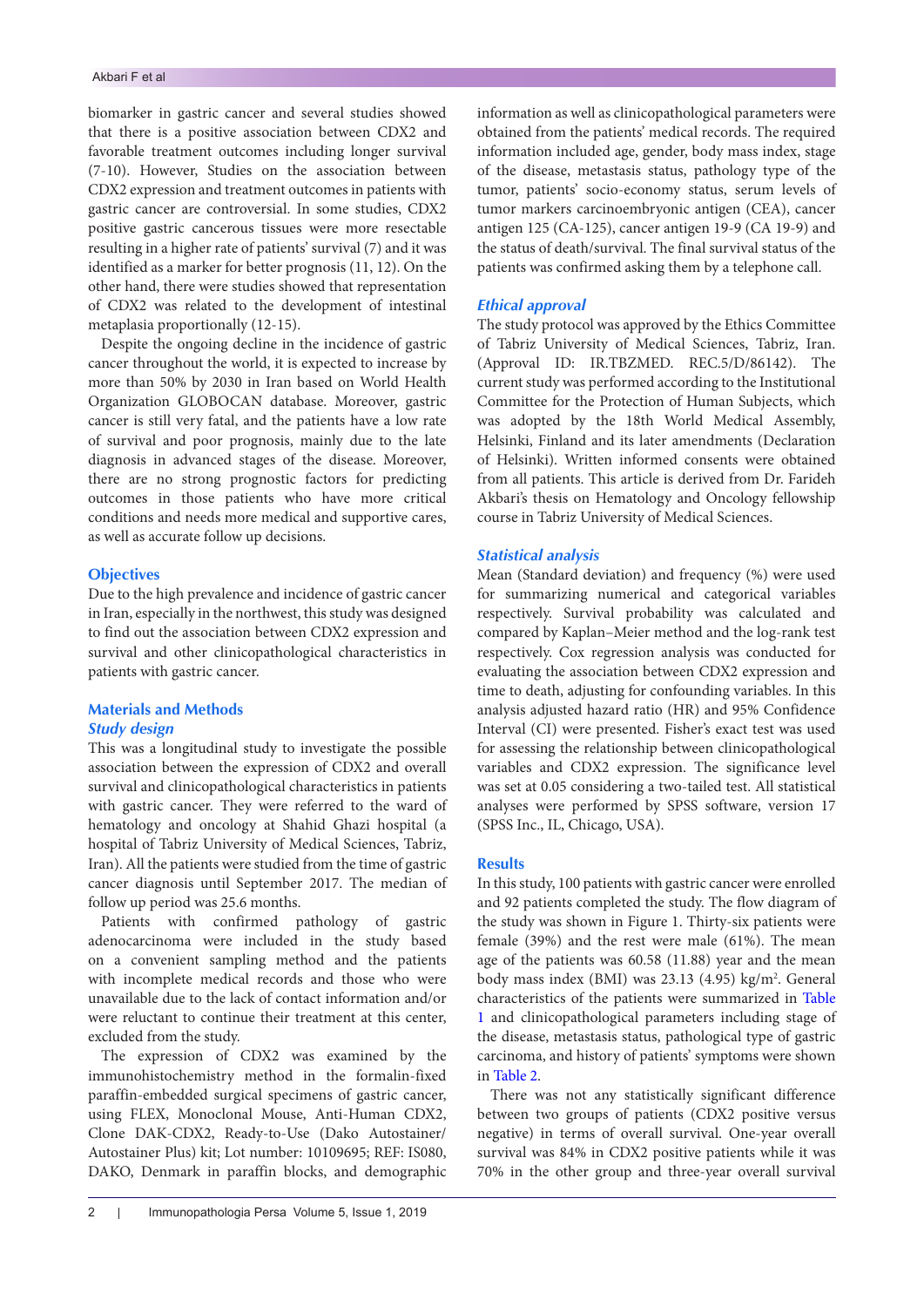biomarker in gastric cancer and several studies showed that there is a positive association between CDX2 and favorable treatment outcomes including longer survival (7-10). However, Studies on the association between CDX2 expression and treatment outcomes in patients with gastric cancer are controversial. In some studies, CDX2 positive gastric cancerous tissues were more resectable resulting in a higher rate of patients' survival (7) and it was identified as a marker for better prognosis (11, 12). On the other hand, there were studies showed that representation of CDX2 was related to the development of intestinal metaplasia proportionally (12-15).

Despite the ongoing decline in the incidence of gastric cancer throughout the world, it is expected to increase by more than 50% by 2030 in Iran based on World Health Organization GLOBOCAN database. Moreover, gastric cancer is still very fatal, and the patients have a low rate of survival and poor prognosis, mainly due to the late diagnosis in advanced stages of the disease. Moreover, there are no strong prognostic factors for predicting outcomes in those patients who have more critical conditions and needs more medical and supportive cares, as well as accurate follow up decisions.

## Objectives

Due to the high prevalence and incidence of gastric cancer in Iran, especially in the northwest, this study was designed to find out the association between CDX2 expression and survival and other clinicopathological characteristics in patients with gastric cancer.

## Materials and Methods

### Study design

This was a longitudinal study to investigate the possible association between the expression of CDX2 and overall survival and clinicopathological characteristics in patients with gastric cancer. They were referred to the ward of hematology and oncology at Shahid Ghazi hospital (a hospital of Tabriz University of Medical Sciences, Tabriz, Iran). All the patients were studied from the time of gastric cancer diagnosis until September 2017. The median of follow up period was 25.6 months.

Patients with confirmed pathology of gastric adenocarcinoma were included in the study based on a convenient sampling method and the patients with incomplete medical records and those who were unavailable due to the lack of contact information and/or were reluctant to continue their treatment at this center, excluded from the study.

The expression of CDX2 was examined by the immunohistochemistry method in the formalin-fixed paraffin-embedded surgical specimens of gastric cancer, using FLEX, Monoclonal Mouse, Anti-Human CDX2, Clone DAK-CDX2, Ready-to-Use (Dako Autostainer/Autostainer Plus) kit; Lot number: 10109695; REF: IS080, DAKO, Denmark in paraffin blocks, and demographic information as well as clinicopathological parameters were obtained from the patients' medical records. The required information included age, gender, body mass index, stage of the disease, metastasis status, pathology type of the tumor, patients' socio-economy status, serum levels of tumor markers carcinoembryonic antigen (CEA), cancer antigen 125 (CA-125), cancer antigen 19-9 (CA 19-9) and the status of death/survival. The final survival status of the patients was confirmed asking them by a telephone call.

### Ethical approval

The study protocol was approved by the Ethics Committee of Tabriz University of Medical Sciences, Tabriz, Iran. (Approval ID: IR.TBZMED. REC.5/D/86142). The current study was performed according to the Institutional Committee for the Protection of Human Subjects, which was adopted by the 18th World Medical Assembly, Helsinki, Finland and its later amendments (Declaration of Helsinki). Written informed consents were obtained from all patients. This article is derived from Dr. Farideh Akbari's thesis on Hematology and Oncology fellowship course in Tabriz University of Medical Sciences.

### Statistical analysis

Mean (Standard deviation) and frequency (%) were used for summarizing numerical and categorical variables respectively. Survival probability was calculated and compared by Kaplan–Meier method and the log-rank test respectively. Cox regression analysis was conducted for evaluating the association between CDX2 expression and time to death, adjusting for confounding variables. In this analysis adjusted hazard ratio (HR) and 95% Confidence Interval (CI) were presented. Fisher's exact test was used for assessing the relationship between clinicopathological variables and CDX2 expression. The significance level was set at 0.05 considering a two-tailed test. All statistical analyses were performed by SPSS software, version 17 (SPSS Inc., IL, Chicago, USA).

## Results

In this study, 100 patients with gastric cancer were enrolled and 92 patients completed the study. The flow diagram of the study was shown in Figure 1. Thirty-six patients were female (39%) and the rest were male (61%). The mean age of the patients was 60.58 (11.88) year and the mean body mass index (BMI) was 23.13 (4.95) kg/m$^2$. General characteristics of the patients were summarized in Table 1 and clinicopathological parameters including stage of the disease, metastasis status, pathological type of gastric carcinoma, and history of patients' symptoms were shown in Table 2.

There was not any statistically significant difference between two groups of patients (CDX2 positive versus negative) in terms of overall survival. One-year overall survival was 84% in CDX2 positive patients while it was 70% in the other group and three-year overall survival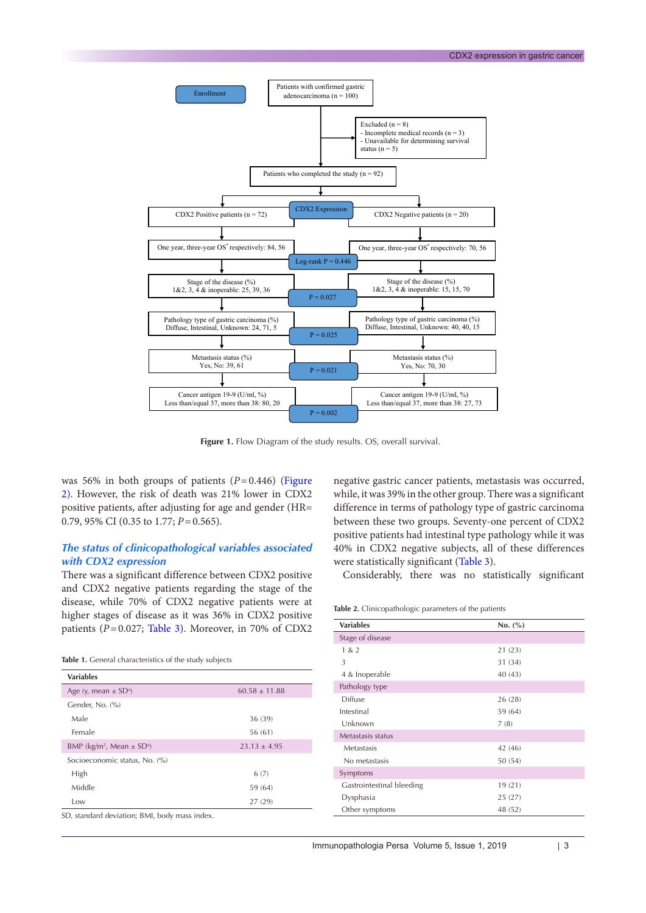Enrollment

Patients with confirmed gastric adenocarcinoma (n = 100)

Excluded (n = 8)
- Incomplete medical records (n = 3)
- Unavailable for determining survival status (n = 5)

Patients who completed the study (n = 92)

CDX2 Expression

| CDX2 Positive patients (n = 72) | | CDX2 Negative patients (n = 20) |
|---|---|---|
| One year, three-year OS* respectively: 84, 56 | Log-rank P = 0.446 | One year, three-year OS* respectively: 70, 56 |
| Stage of the disease (%) 1&2, 3, 4 & inoperable: 25, 39, 36 | P = 0.027 | Stage of the disease (%) 1&2, 3, 4 & inoperable: 15, 15, 70 |
| Pathology type of gastric carcinoma (%) Diffuse, Intestinal, Unknown: 24, 71, 5 | P = 0.025 | Pathology type of gastric carcinoma (%) Diffuse, Intestinal, Unknown: 40, 40, 15 |
| Metastasis status (%) Yes, No: 39, 61 | P = 0.021 | Metastasis status (%) Yes, No: 70, 30 |
| Cancer antigen 19-9 (U/ml, %) Less than/equal 37, more than 38: 80, 20 | P = 0.002 | Cancer antigen 19-9 (U/ml, %) Less than/equal 37, more than 38: 27, 73 |

**Figure 1.** Flow Diagram of the study results. OS, overall survival.

was 56% in both groups of patients ($P$ = 0.446) (Figure 2). However, the risk of death was 21% lower in CDX2 positive patients, after adjusting for age and gender (HR= 0.79, 95% CI (0.35 to 1.77; $P$ = 0.565).

### *The status of clinicopathological variables associated with CDX2 expression*

There was a significant difference between CDX2 positive and CDX2 negative patients regarding the stage of the disease, while 70% of CDX2 negative patients were at higher stages of disease as it was 36% in CDX2 positive patients ($P$ = 0.027; Table 3). Moreover, in 70% of CDX2 negative gastric cancer patients, metastasis was occurred, while, it was 39% in the other group. There was a significant difference in terms of pathology type of gastric carcinoma between these two groups. Seventy-one percent of CDX2 positive patients had intestinal type pathology while it was 40% in CDX2 negative subjects, all of these differences were statistically significant (Table 3).

Considerably, there was no statistically significant

**Table 1.** General characteristics of the study subjects

| Variables | |
|---|---|
| Age (y, mean ± SD[a]) | 60.58 ± 11.88 |
| Gender, No. (%) | |
| Male | 36 (39) |
| Female | 56 (61) |
| BMI[b] (kg/m², Mean ± SD[a]) | 23.13 ± 4.95 |
| Socioeconomic status, No. (%) | |
| High | 6 (7) |
| Middle | 59 (64) |
| Low | 27 (29) |

SD, standard deviation; BMI, body mass index.

**Table 2.** Clinicopathologic parameters of the patients

| Variables | No. (%) |
|---|---|
| Stage of disease | |
| 1 & 2 | 21 (23) |
| 3 | 31 (34) |
| 4 & Inoperable | 40 (43) |
| Pathology type | |
| Diffuse | 26 (28) |
| Intestinal | 59 (64) |
| Unknown | 7 (8) |
| Metastasis status | |
| Metastasis | 42 (46) |
| No metastasis | 50 (54) |
| Symptoms | |
| Gastrointestinal bleeding | 19 (21) |
| Dysphasia | 25 (27) |
| Other symptoms | 48 (52) |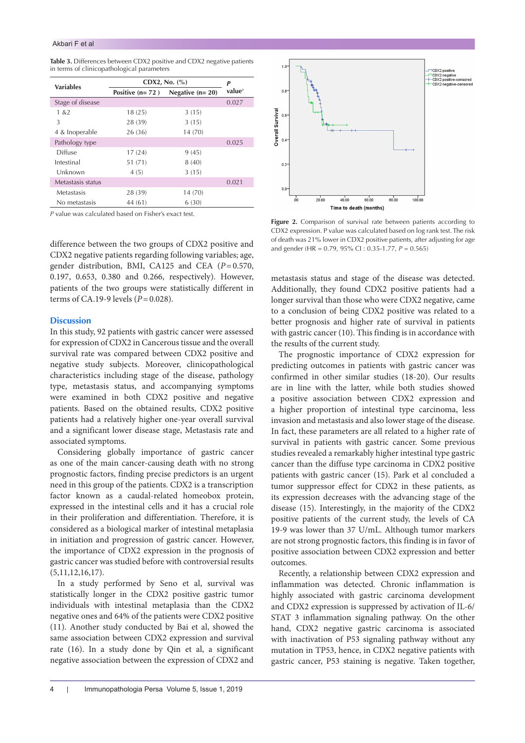**Table 3.** Differences between CDX2 positive and CDX2 negative patients in terms of clinicopathological parameters

| Variables | CDX2, No. (%) | | P value[a] |
|---|---|---|---|
| | Positive (n= 72 ) | Negative (n= 20) | |
| Stage of disease | | | 0.027 |
| 1 &2 | 18 (25) | 3 (15) | |
| 3 | 28 (39) | 3 (15) | |
| 4 & Inoperable | 26 (36) | 14 (70) | |
| Pathology type | | | 0.025 |
| Diffuse | 17 (24) | 9 (45) | |
| Intestinal | 51 (71) | 8 (40) | |
| Unknown | 4 (5) | 3 (15) | |
| Metastasis status | | | 0.021 |
| Metastasis | 28 (39) | 14 (70) | |
| No metastasis | 44 (61) | 6 (30) | |

P value was calculated based on Fisher's exact test.

difference between the two groups of CDX2 positive and CDX2 negative patients regarding following variables; age, gender distribution, BMI, CA125 and CEA ($P$=0.570, 0.197, 0.653, 0.380 and 0.266, respectively). However, patients of the two groups were statistically different in terms of CA.19-9 levels ($P$=0.028).

## Discussion

In this study, 92 patients with gastric cancer were assessed for expression of CDX2 in Cancerous tissue and the overall survival rate was compared between CDX2 positive and negative study subjects. Moreover, clinicopathological characteristics including stage of the disease, pathology type, metastasis status, and accompanying symptoms were examined in both CDX2 positive and negative patients. Based on the obtained results, CDX2 positive patients had a relatively higher one-year overall survival and a significant lower disease stage, Metastasis rate and associated symptoms.

Considering globally importance of gastric cancer as one of the main cancer-causing death with no strong prognostic factors, finding precise predictors is an urgent need in this group of the patients. CDX2 is a transcription factor known as a caudal-related homeobox protein, expressed in the intestinal cells and it has a crucial role in their proliferation and differentiation. Therefore, it is considered as a biological marker of intestinal metaplasia in initiation and progression of gastric cancer. However, the importance of CDX2 expression in the prognosis of gastric cancer was studied before with controversial results (5,11,12,16,17).

In a study performed by Seno et al, survival was statistically longer in the CDX2 positive gastric tumor individuals with intestinal metaplasia than the CDX2 negative ones and 64% of the patients were CDX2 positive (11). Another study conducted by Bai et al, showed the same association between CDX2 expression and survival rate (16). In a study done by Qin et al, a significant negative association between the expression of CDX2 and

**Figure 2.** Comparison of survival rate between patients according to CDX2 expression. P value was calculated based on log rank test. The risk of death was 21% lower in CDX2 positive patients, after adjusting for age and gender (HR = 0.79, 95% CI : 0.35-1.77, $P$ = 0.565)

metastasis status and stage of the disease was detected. Additionally, they found CDX2 positive patients had a longer survival than those who were CDX2 negative, came to a conclusion of being CDX2 positive was related to a better prognosis and higher rate of survival in patients with gastric cancer (10). This finding is in accordance with the results of the current study.

The prognostic importance of CDX2 expression for predicting outcomes in patients with gastric cancer was confirmed in other similar studies (18-20). Our results are in line with the latter, while both studies showed a positive association between CDX2 expression and a higher proportion of intestinal type carcinoma, less invasion and metastasis and also lower stage of the disease. In fact, these parameters are all related to a higher rate of survival in patients with gastric cancer. Some previous studies revealed a remarkably higher intestinal type gastric cancer than the diffuse type carcinoma in CDX2 positive patients with gastric cancer (15). Park et al concluded a tumor suppressor effect for CDX2 in these patients, as its expression decreases with the advancing stage of the disease (15). Interestingly, in the majority of the CDX2 positive patients of the current study, the levels of CA 19-9 was lower than 37 U/mL. Although tumor markers are not strong prognostic factors, this finding is in favor of positive association between CDX2 expression and better outcomes.

Recently, a relationship between CDX2 expression and inflammation was detected. Chronic inflammation is highly associated with gastric carcinoma development and CDX2 expression is suppressed by activation of IL-6/STAT 3 inflammation signaling pathway. On the other hand, CDX2 negative gastric carcinoma is associated with inactivation of P53 signaling pathway without any mutation in TP53, hence, in CDX2 negative patients with gastric cancer, P53 staining is negative. Taken together,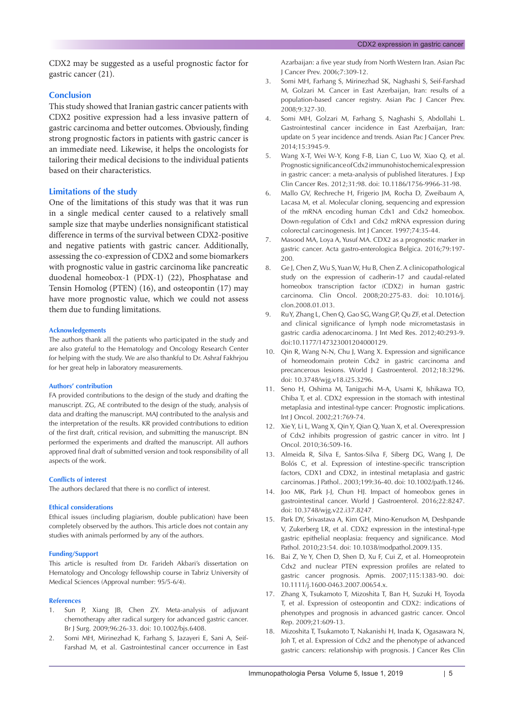CDX2 may be suggested as a useful prognostic factor for gastric cancer (21).

## Conclusion

This study showed that Iranian gastric cancer patients with CDX2 positive expression had a less invasive pattern of gastric carcinoma and better outcomes. Obviously, finding strong prognostic factors in patients with gastric cancer is an immediate need. Likewise, it helps the oncologists for tailoring their medical decisions to the individual patients based on their characteristics.

## Limitations of the study

One of the limitations of this study was that it was run in a single medical center caused to a relatively small sample size that maybe underlies nonsignificant statistical difference in terms of the survival between CDX2-positive and negative patients with gastric cancer. Additionally, assessing the co-expression of CDX2 and some biomarkers with prognostic value in gastric carcinoma like pancreatic duodenal homeobox-1 (PDX-1) (22), Phosphatase and Tensin Homolog (PTEN) (16), and osteopontin (17) may have more prognostic value, which we could not assess them due to funding limitations.

### Acknowledgements

The authors thank all the patients who participated in the study and are also grateful to the Hematology and Oncology Research Center for helping with the study. We are also thankful to Dr. Ashraf Fakhrjou for her great help in laboratory measurements.

### Authors' contribution

FA provided contributions to the design of the study and drafting the manuscript. ZG, AE contributed to the design of the study, analysis of data and drafting the manuscript. MAJ contributed to the analysis and the interpretation of the results. KR provided contributions to edition of the first draft, critical revision, and submitting the manuscript. BN performed the experiments and drafted the manuscript. All authors approved final draft of submitted version and took responsibility of all aspects of the work.

### Conflicts of interest

The authors declared that there is no conflict of interest.

### Ethical considerations

Ethical issues (including plagiarism, double publication) have been completely observed by the authors. This article does not contain any studies with animals performed by any of the authors.

### Funding/Support

This article is resulted from Dr. Farideh Akbari's dissertation on Hematology and Oncology fellowship course in Tabriz University of Medical Sciences (Approval number: 95/5-6/4).

### References

1. Sun P, Xiang JB, Chen ZY. Meta-analysis of adjuvant chemotherapy after radical surgery for advanced gastric cancer. Br J Surg. 2009;96:26-33. doi: 10.1002/bjs.6408.
2. Somi MH, Mirinezhad K, Farhang S, Jazayeri E, Sani A, Seif-Farshad M, et al. Gastrointestinal cancer occurrence in East Azarbaijan: a five year study from North Western Iran. Asian Pac J Cancer Prev. 2006;7:309-12.
3. Somi MH, Farhang S, Mirinezhad SK, Naghashi S, Seif-Farshad M, Golzari M. Cancer in East Azerbaijan, Iran: results of a population-based cancer registry. Asian Pac J Cancer Prev. 2008;9:327-30.
4. Somi MH, Golzari M, Farhang S, Naghashi S, Abdollahi L. Gastrointestinal cancer incidence in East Azerbaijan, Iran: update on 5 year incidence and trends. Asian Pac J Cancer Prev. 2014;15:3945-9.
5. Wang X-T, Wei W-Y, Kong F-B, Lian C, Luo W, Xiao Q, et al. Prognostic significance of Cdx2 immunohistochemical expression in gastric cancer: a meta-analysis of published literatures. J Exp Clin Cancer Res. 2012;31:98. doi: 10.1186/1756-9966-31-98.
6. Mallo GV, Rechreche H, Frigerio JM, Rocha D, Zweibaum A, Lacasa M, et al. Molecular cloning, sequencing and expression of the mRNA encoding human Cdx1 and Cdx2 homeobox. Down-regulation of Cdx1 and Cdx2 mRNA expression during colorectal carcinogenesis. Int J Cancer. 1997;74:35-44.
7. Masood MA, Loya A, Yusuf MA. CDX2 as a prognostic marker in gastric cancer. Acta gastro-enterologica Belgica. 2016;79:197-200.
8. Ge J, Chen Z, Wu S, Yuan W, Hu B, Chen Z. A clinicopathological study on the expression of cadherin-17 and caudal-related homeobox transcription factor (CDX2) in human gastric carcinoma. Clin Oncol. 2008;20:275-83. doi: 10.1016/j.clon.2008.01.013.
9. Ru Y, Zhang L, Chen Q, Gao SG, Wang GP, Qu ZF, et al. Detection and clinical significance of lymph node micrometastasis in gastric cardia adenocarcinoma. J Int Med Res. 2012;40:293-9. doi:10.1177/147323001204000129.
10. Qin R, Wang N-N, Chu J, Wang X. Expression and significance of homeodomain protein Cdx2 in gastric carcinoma and precancerous lesions. World J Gastroenterol. 2012;18:3296. doi: 10.3748/wjg.v18.i25.3296.
11. Seno H, Oshima M, Taniguchi M-A, Usami K, Ishikawa TO, Chiba T, et al. CDX2 expression in the stomach with intestinal metaplasia and intestinal-type cancer: Prognostic implications. Int J Oncol. 2002;21:769-74.
12. Xie Y, Li L, Wang X, Qin Y, Qian Q, Yuan X, et al. Overexpression of Cdx2 inhibits progression of gastric cancer in vitro. Int J Oncol. 2010;36:509-16.
13. Almeida R, Silva E, Santos-Silva F, Siberg DG, Wang J, De Bolós C, et al. Expression of intestine-specific transcription factors, CDX1 and CDX2, in intestinal metaplasia and gastric carcinomas. J Pathol.. 2003;199:36-40. doi: 10.1002/path.1246.
14. Joo MK, Park J-J, Chun HJ. Impact of homeobox genes in gastrointestinal cancer. World J Gastroenterol. 2016;22:8247. doi: 10.3748/wjg.v22.i37.8247.
15. Park DY, Srivastava A, Kim GH, Mino-Kenudson M, Deshpande V, Zukerberg LR, et al. CDX2 expression in the intestinal-type gastric epithelial neoplasia: frequency and significance. Mod Pathol. 2010;23:54. doi: 10.1038/modpathol.2009.135.
16. Bai Z, Ye Y, Chen D, Shen D, Xu F, Cui Z, et al. Homeoprotein Cdx2 and nuclear PTEN expression profiles are related to gastric cancer prognosis. Apmis. 2007;115:1383-90. doi: 10.1111/j.1600-0463.2007.00654.x.
17. Zhang X, Tsukamoto T, Mizoshita T, Ban H, Suzuki H, Toyoda T, et al. Expression of osteopontin and CDX2: indications of phenotypes and prognosis in advanced gastric cancer. Oncol Rep. 2009;21:609-13.
18. Mizoshita T, Tsukamoto T, Nakanishi H, Inada K, Ogasawara N, Joh T, et al. Expression of Cdx2 and the phenotype of advanced gastric cancers: relationship with prognosis. J Cancer Res Clin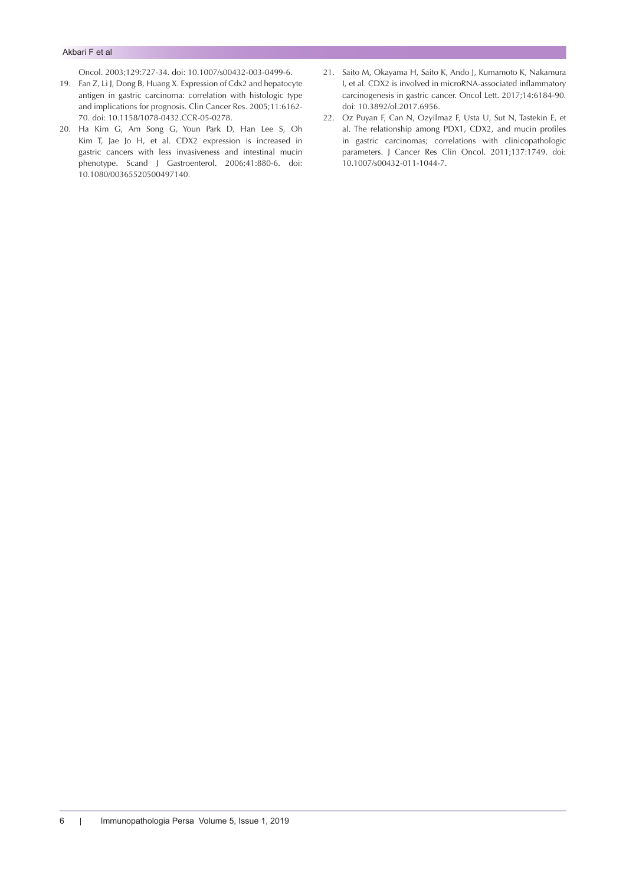Oncol. 2003;129:727-34. doi: 10.1007/s00432-003-0499-6.

19. Fan Z, Li J, Dong B, Huang X. Expression of Cdx2 and hepatocyte antigen in gastric carcinoma: correlation with histologic type and implications for prognosis. Clin Cancer Res. 2005;11:6162-70. doi: 10.1158/1078-0432.CCR-05-0278.
20. Ha Kim G, Am Song G, Youn Park D, Han Lee S, Oh Kim T, Jae Jo H, et al. CDX2 expression is increased in gastric cancers with less invasiveness and intestinal mucin phenotype. Scand J Gastroenterol. 2006;41:880-6. doi: 10.1080/00365520500497140.
21. Saito M, Okayama H, Saito K, Ando J, Kumamoto K, Nakamura I, et al. CDX2 is involved in microRNA-associated inflammatory carcinogenesis in gastric cancer. Oncol Lett. 2017;14:6184-90. doi: 10.3892/ol.2017.6956.
22. Oz Puyan F, Can N, Ozyilmaz F, Usta U, Sut N, Tastekin E, et al. The relationship among PDX1, CDX2, and mucin profiles in gastric carcinomas; correlations with clinicopathologic parameters. J Cancer Res Clin Oncol. 2011;137:1749. doi: 10.1007/s00432-011-1044-7.